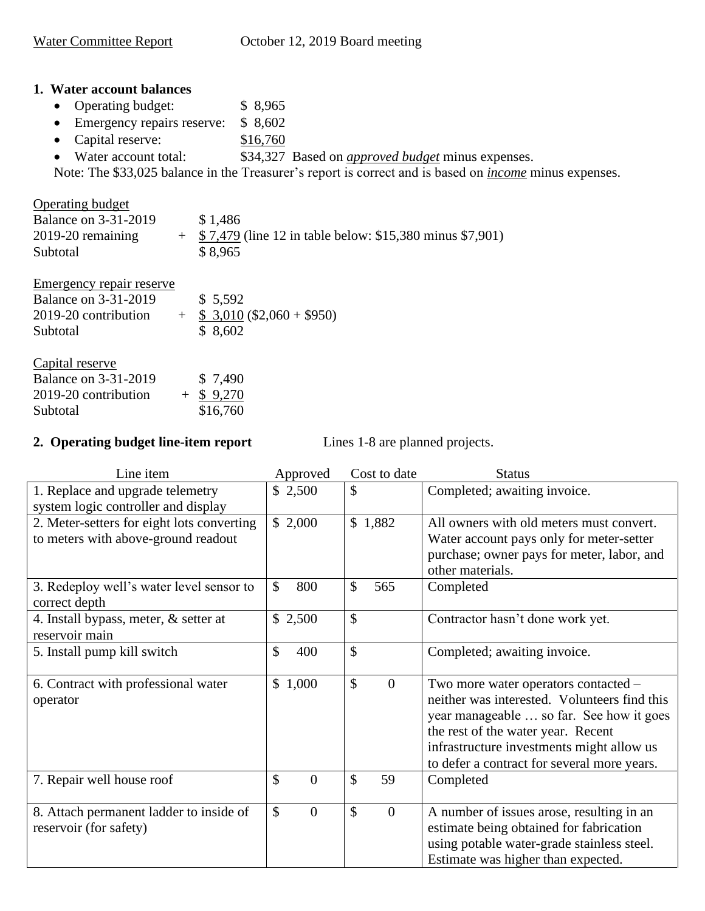Water Committee Report October 12, 2019 Board meeting

**1. Water account balances**

- Operating budget: $ 8,965
- Emergency repairs reserve: $ 8,602
- Capital reserve: $16,760
- Water account total: $34,327 Based on ***approved budget*** minus expenses.

Note: The $33,025 balance in the Treasurer's report is correct and is based on ***income*** minus expenses.

Operating budget

| | | |
|---|---|---|
| Balance on 3-31-2019 | | $ 1,486 |
| 2019-20 remaining | + | $ 7,479 (line 12 in table below: $15,380 minus $7,901) |
| Subtotal | | $ 8,965 |

Emergency repair reserve

| | | |
|---|---|---|
| Balance on 3-31-2019 | | $ 5,592 |
| 2019-20 contribution | + | $ 3,010 ($2,060 + $950) |
| Subtotal | | $ 8,602 |

Capital reserve

| | | |
|---|---|---|
| Balance on 3-31-2019 | | $ 7,490 |
| 2019-20 contribution | + | $ 9,270 |
| Subtotal | | $16,760 |

**2. Operating budget line-item report** Lines 1-8 are planned projects.

| Line item | Approved | Cost to date | Status |
|---|---|---|---|
| 1. Replace and upgrade telemetry system logic controller and display | $ 2,500 | $ | Completed; awaiting invoice. |
| 2. Meter-setters for eight lots converting to meters with above-ground readout | $ 2,000 | $ 1,882 | All owners with old meters must convert. Water account pays only for meter-setter purchase; owner pays for meter, labor, and other materials. |
| 3. Redeploy well's water level sensor to correct depth | $ 800 | $ 565 | Completed |
| 4. Install bypass, meter, & setter at reservoir main | $ 2,500 | $ | Contractor hasn't done work yet. |
| 5. Install pump kill switch | $ 400 | $ | Completed; awaiting invoice. |
| 6. Contract with professional water operator | $ 1,000 | $ 0 | Two more water operators contacted – neither was interested. Volunteers find this year manageable … so far. See how it goes the rest of the water year. Recent infrastructure investments might allow us to defer a contract for several more years. |
| 7. Repair well house roof | $ 0 | $ 59 | Completed |
| 8. Attach permanent ladder to inside of reservoir (for safety) | $ 0 | $ 0 | A number of issues arose, resulting in an estimate being obtained for fabrication using potable water-grade stainless steel. Estimate was higher than expected. |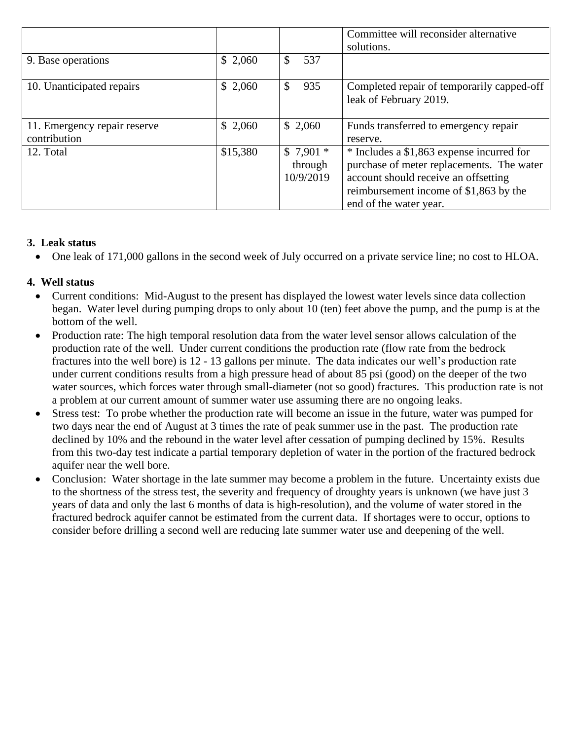| | | | |
|---|---|---|---|
| | | | Committee will reconsider alternative solutions. |
| 9. Base operations | $ 2,060 | $ 537 | |
| 10. Unanticipated repairs | $ 2,060 | $ 935 | Completed repair of temporarily capped-off leak of February 2019. |
| 11. Emergency repair reserve contribution | $ 2,060 | $ 2,060 | Funds transferred to emergency repair reserve. |
| 12. Total | $15,380 | $ 7,901 * through 10/9/2019 | * Includes a $1,863 expense incurred for purchase of meter replacements. The water account should receive an offsetting reimbursement income of $1,863 by the end of the water year. |

**3. Leak status**

- One leak of 171,000 gallons in the second week of July occurred on a private service line; no cost to HLOA.

**4. Well status**

- Current conditions: Mid-August to the present has displayed the lowest water levels since data collection began. Water level during pumping drops to only about 10 (ten) feet above the pump, and the pump is at the bottom of the well.
- Production rate: The high temporal resolution data from the water level sensor allows calculation of the production rate of the well. Under current conditions the production rate (flow rate from the bedrock fractures into the well bore) is 12 - 13 gallons per minute. The data indicates our well's production rate under current conditions results from a high pressure head of about 85 psi (good) on the deeper of the two water sources, which forces water through small-diameter (not so good) fractures. This production rate is not a problem at our current amount of summer water use assuming there are no ongoing leaks.
- Stress test: To probe whether the production rate will become an issue in the future, water was pumped for two days near the end of August at 3 times the rate of peak summer use in the past. The production rate declined by 10% and the rebound in the water level after cessation of pumping declined by 15%. Results from this two-day test indicate a partial temporary depletion of water in the portion of the fractured bedrock aquifer near the well bore.
- Conclusion: Water shortage in the late summer may become a problem in the future. Uncertainty exists due to the shortness of the stress test, the severity and frequency of droughty years is unknown (we have just 3 years of data and only the last 6 months of data is high-resolution), and the volume of water stored in the fractured bedrock aquifer cannot be estimated from the current data. If shortages were to occur, options to consider before drilling a second well are reducing late summer water use and deepening of the well.